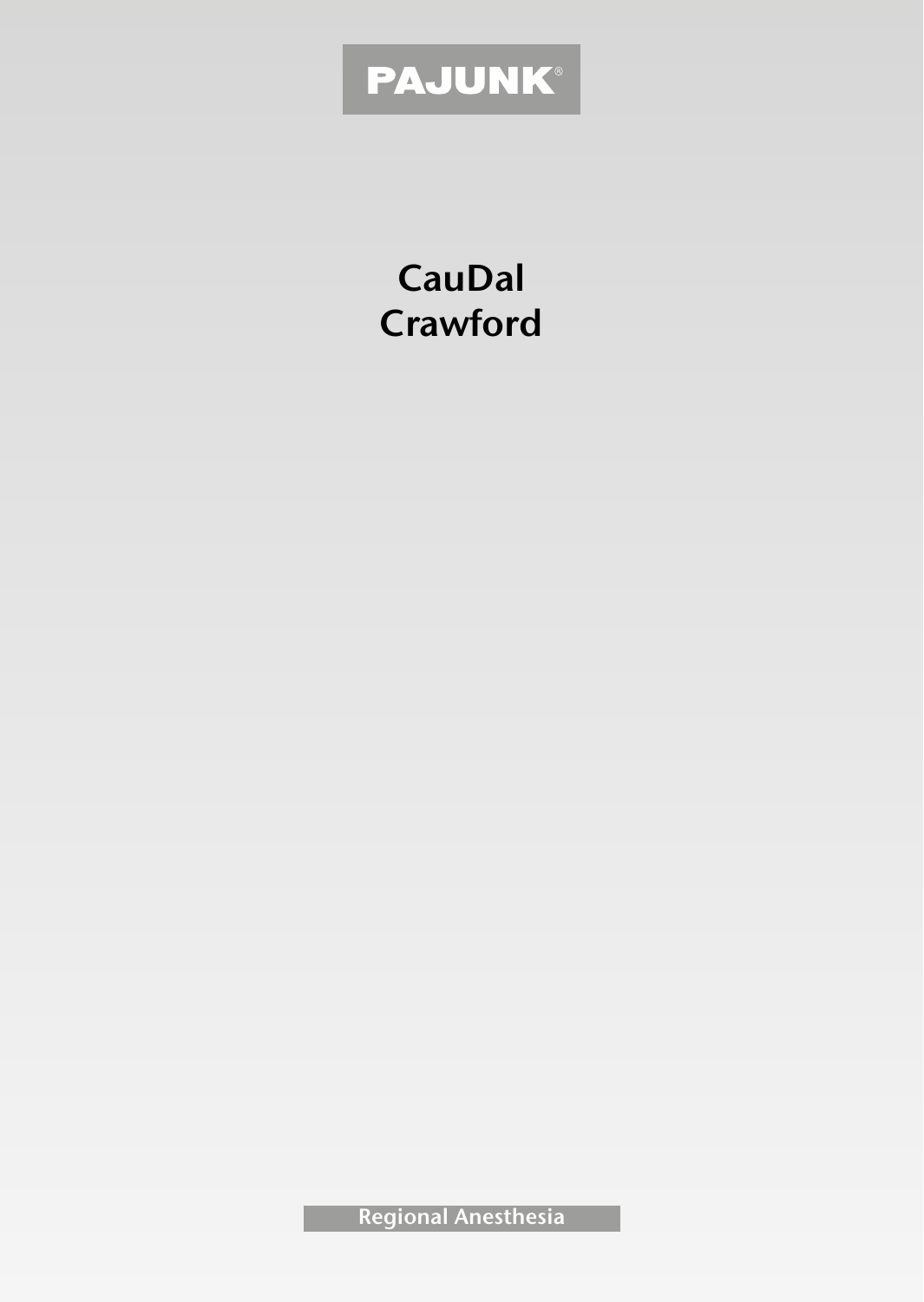PAJUNK®

# CauDal
# Crawford

Regional Anesthesia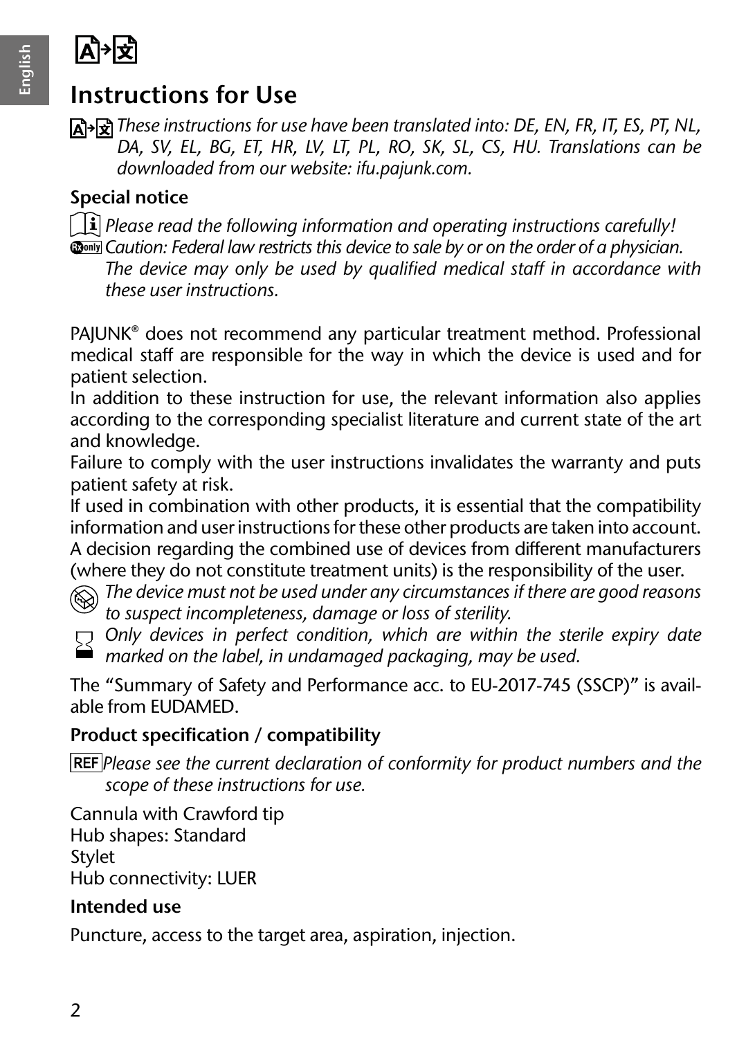# Instructions for Use

*These instructions for use have been translated into: DE, EN, FR, IT, ES, PT, NL, DA, SV, EL, BG, ET, HR, LV, LT, PL, RO, SK, SL, CS, HU. Translations can be downloaded from our website: ifu.pajunk.com.*

## Special notice

*Please read the following information and operating instructions carefully!*
*Caution: Federal law restricts this device to sale by or on the order of a physician. The device may only be used by qualified medical staff in accordance with these user instructions.*

PAJUNK® does not recommend any particular treatment method. Professional medical staff are responsible for the way in which the device is used and for patient selection.
In addition to these instruction for use, the relevant information also applies according to the corresponding specialist literature and current state of the art and knowledge.
Failure to comply with the user instructions invalidates the warranty and puts patient safety at risk.
If used in combination with other products, it is essential that the compatibility information and user instructions for these other products are taken into account. A decision regarding the combined use of devices from different manufacturers (where they do not constitute treatment units) is the responsibility of the user.

*The device must not be used under any circumstances if there are good reasons to suspect incompleteness, damage or loss of sterility.*

*Only devices in perfect condition, which are within the sterile expiry date marked on the label, in undamaged packaging, may be used.*

The "Summary of Safety and Performance acc. to EU-2017-745 (SSCP)" is available from EUDAMED.

## Product specification / compatibility

REF *Please see the current declaration of conformity for product numbers and the scope of these instructions for use.*

Cannula with Crawford tip
Hub shapes: Standard
Stylet
Hub connectivity: LUER

## Intended use

Puncture, access to the target area, aspiration, injection.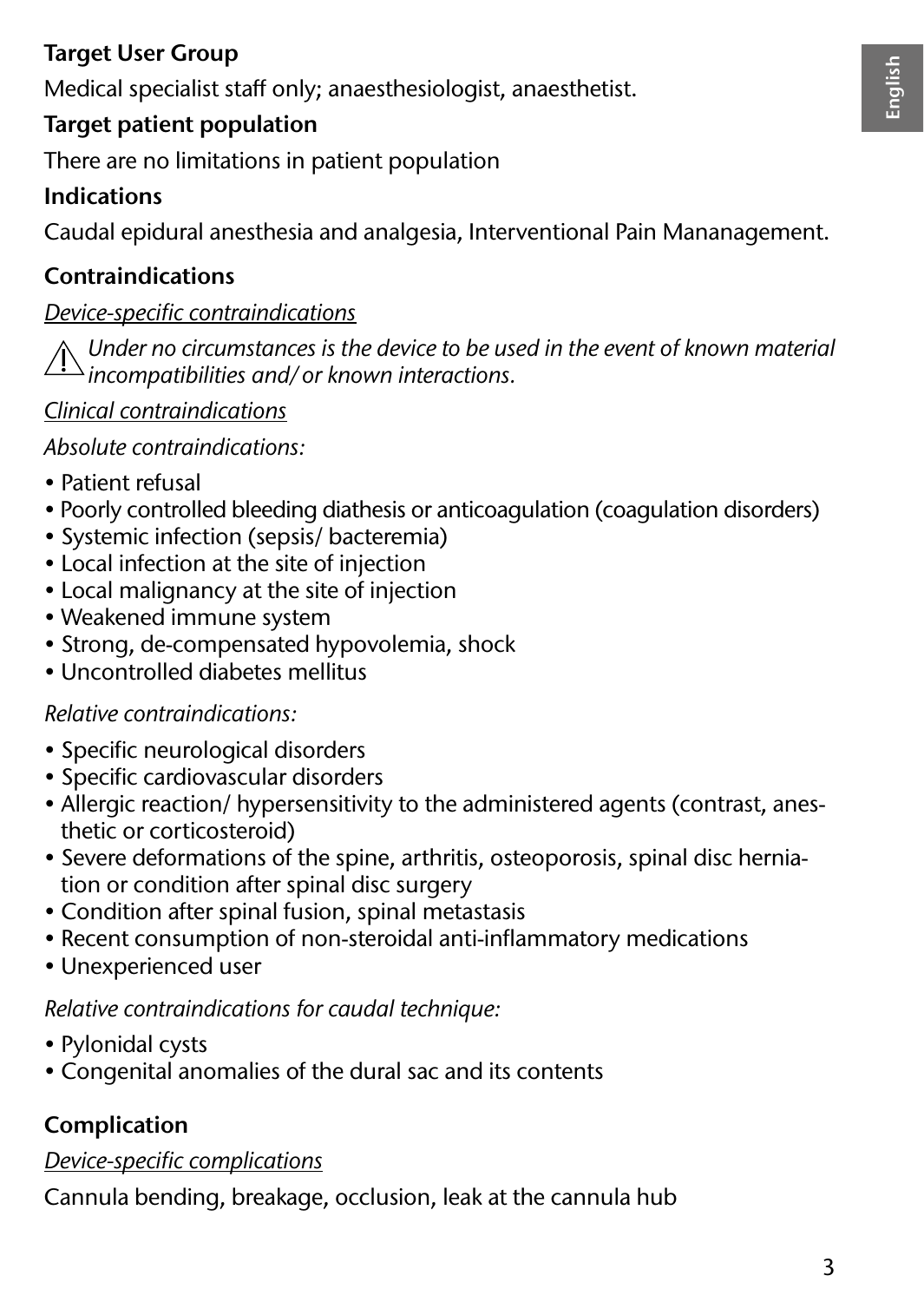**Target User Group**

Medical specialist staff only; anaesthesiologist, anaesthetist.

**Target patient population**

There are no limitations in patient population

**Indications**

Caudal epidural anesthesia and analgesia, Interventional Pain Mananagement.

**Contraindications**

*Device-specific contraindications*

⚠ *Under no circumstances is the device to be used in the event of known material incompatibilities and/ or known interactions.*

*Clinical contraindications*

*Absolute contraindications:*

- Patient refusal
- Poorly controlled bleeding diathesis or anticoagulation (coagulation disorders)
- Systemic infection (sepsis/ bacteremia)
- Local infection at the site of injection
- Local malignancy at the site of injection
- Weakened immune system
- Strong, de-compensated hypovolemia, shock
- Uncontrolled diabetes mellitus

*Relative contraindications:*

- Specific neurological disorders
- Specific cardiovascular disorders
- Allergic reaction/ hypersensitivity to the administered agents (contrast, anesthetic or corticosteroid)
- Severe deformations of the spine, arthritis, osteoporosis, spinal disc herniation or condition after spinal disc surgery
- Condition after spinal fusion, spinal metastasis
- Recent consumption of non-steroidal anti-inflammatory medications
- Unexperienced user

*Relative contraindications for caudal technique:*

- Pylonidal cysts
- Congenital anomalies of the dural sac and its contents

**Complication**

*Device-specific complications*

Cannula bending, breakage, occlusion, leak at the cannula hub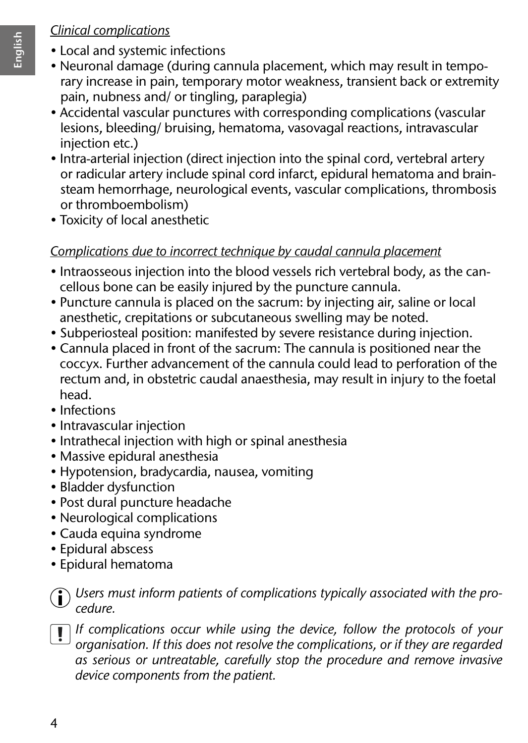*Clinical complications*

- Local and systemic infections
- Neuronal damage (during cannula placement, which may result in temporary increase in pain, temporary motor weakness, transient back or extremity pain, nubness and/ or tingling, paraplegia)
- Accidental vascular punctures with corresponding complications (vascular lesions, bleeding/ bruising, hematoma, vasovagal reactions, intravascular injection etc.)
- Intra-arterial injection (direct injection into the spinal cord, vertebral artery or radicular artery include spinal cord infarct, epidural hematoma and brainsteam hemorrhage, neurological events, vascular complications, thrombosis or thromboembolism)
- Toxicity of local anesthetic

*Complications due to incorrect technique by caudal cannula placement*

- Intraosseous injection into the blood vessels rich vertebral body, as the cancellous bone can be easily injured by the puncture cannula.
- Puncture cannula is placed on the sacrum: by injecting air, saline or local anesthetic, crepitations or subcutaneous swelling may be noted.
- Subperiosteal position: manifested by severe resistance during injection.
- Cannula placed in front of the sacrum: The cannula is positioned near the coccyx. Further advancement of the cannula could lead to perforation of the rectum and, in obstetric caudal anaesthesia, may result in injury to the foetal head.
- Infections
- Intravascular injection
- Intrathecal injection with high or spinal anesthesia
- Massive epidural anesthesia
- Hypotension, bradycardia, nausea, vomiting
- Bladder dysfunction
- Post dural puncture headache
- Neurological complications
- Cauda equina syndrome
- Epidural abscess
- Epidural hematoma

*Users must inform patients of complications typically associated with the procedure.*

*If complications occur while using the device, follow the protocols of your organisation. If this does not resolve the complications, or if they are regarded as serious or untreatable, carefully stop the procedure and remove invasive device components from the patient.*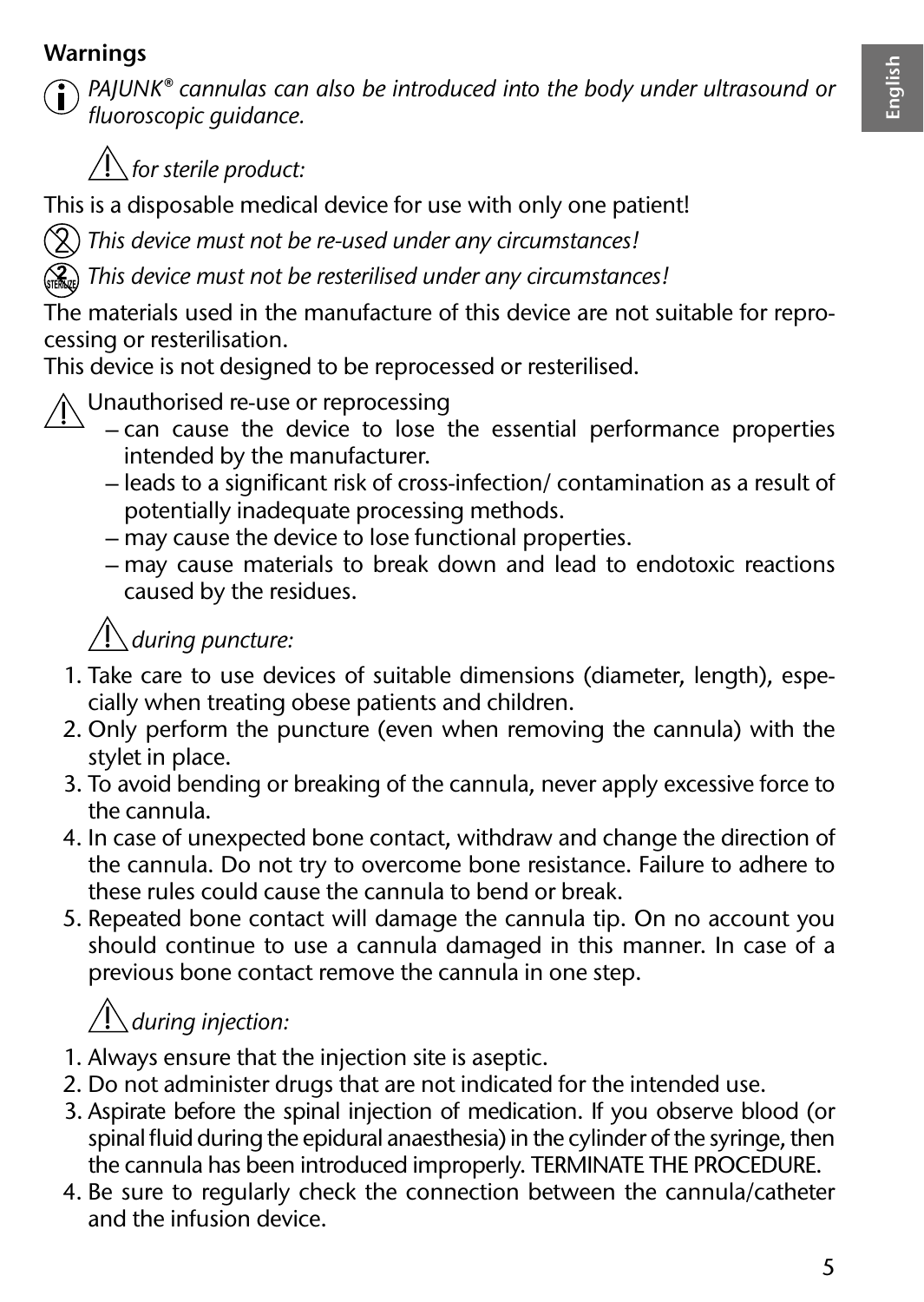**Warnings**

*PAJUNK® cannulas can also be introduced into the body under ultrasound or fluoroscopic guidance.*

*for sterile product:*

This is a disposable medical device for use with only one patient!

*This device must not be re-used under any circumstances!*

*This device must not be resterilised under any circumstances!*

The materials used in the manufacture of this device are not suitable for reprocessing or resterilisation.

This device is not designed to be reprocessed or resterilised.

Unauthorised re-use or reprocessing

- can cause the device to lose the essential performance properties intended by the manufacturer.
- leads to a significant risk of cross-infection/ contamination as a result of potentially inadequate processing methods.
- may cause the device to lose functional properties.
- may cause materials to break down and lead to endotoxic reactions caused by the residues.

*during puncture:*

1. Take care to use devices of suitable dimensions (diameter, length), especially when treating obese patients and children.
2. Only perform the puncture (even when removing the cannula) with the stylet in place.
3. To avoid bending or breaking of the cannula, never apply excessive force to the cannula.
4. In case of unexpected bone contact, withdraw and change the direction of the cannula. Do not try to overcome bone resistance. Failure to adhere to these rules could cause the cannula to bend or break.
5. Repeated bone contact will damage the cannula tip. On no account you should continue to use a cannula damaged in this manner. In case of a previous bone contact remove the cannula in one step.

*during injection:*

1. Always ensure that the injection site is aseptic.
2. Do not administer drugs that are not indicated for the intended use.
3. Aspirate before the spinal injection of medication. If you observe blood (or spinal fluid during the epidural anaesthesia) in the cylinder of the syringe, then the cannula has been introduced improperly. TERMINATE THE PROCEDURE.
4. Be sure to regularly check the connection between the cannula/catheter and the infusion device.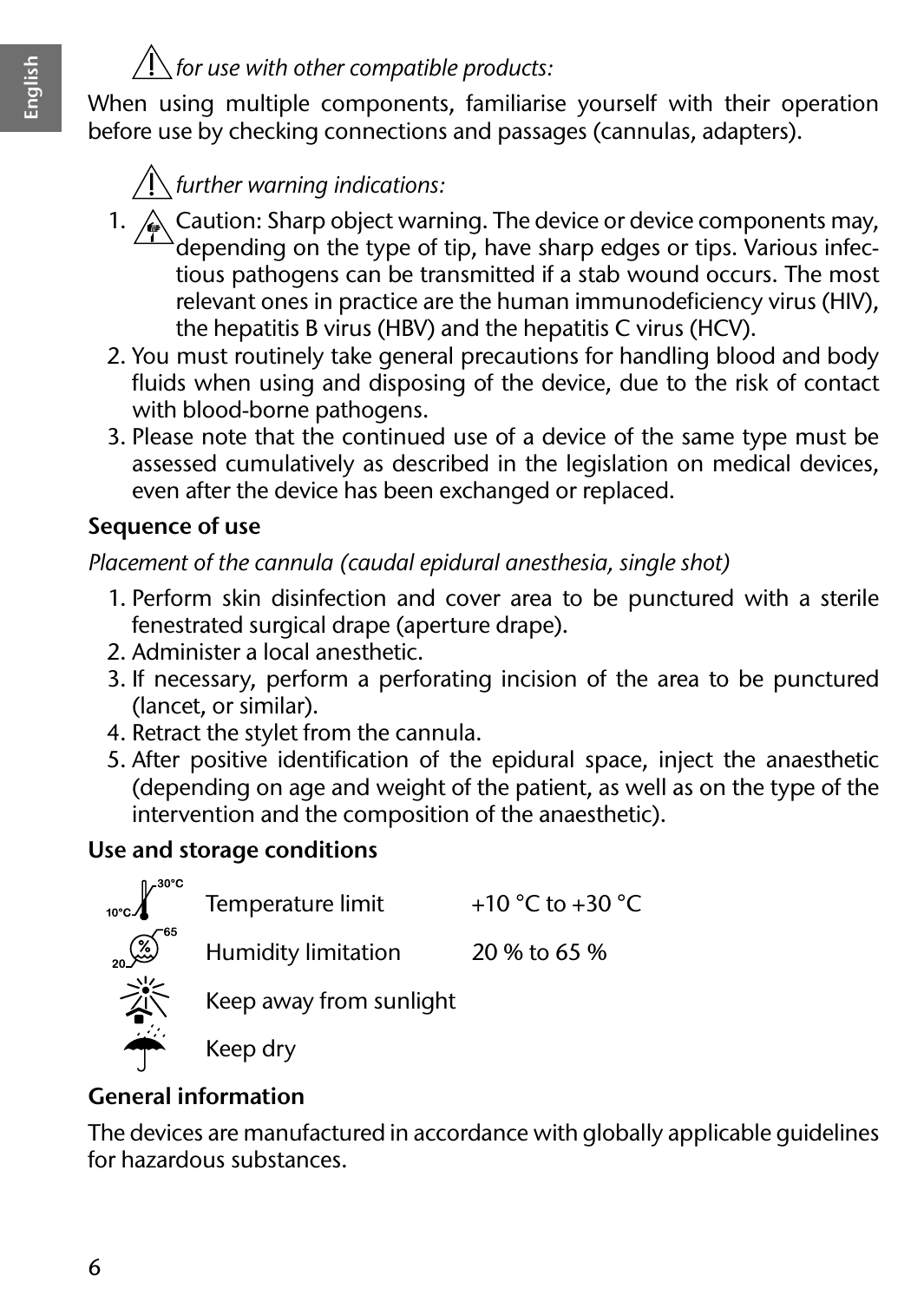⚠ *for use with other compatible products:*

When using multiple components, familiarise yourself with their operation before use by checking connections and passages (cannulas, adapters).

⚠ *further warning indications:*

1. ⚠ Caution: Sharp object warning. The device or device components may, depending on the type of tip, have sharp edges or tips. Various infectious pathogens can be transmitted if a stab wound occurs. The most relevant ones in practice are the human immunodeficiency virus (HIV), the hepatitis B virus (HBV) and the hepatitis C virus (HCV).
2. You must routinely take general precautions for handling blood and body fluids when using and disposing of the device, due to the risk of contact with blood-borne pathogens.
3. Please note that the continued use of a device of the same type must be assessed cumulatively as described in the legislation on medical devices, even after the device has been exchanged or replaced.

**Sequence of use**

*Placement of the cannula (caudal epidural anesthesia, single shot)*

1. Perform skin disinfection and cover area to be punctured with a sterile fenestrated surgical drape (aperture drape).
2. Administer a local anesthetic.
3. If necessary, perform a perforating incision of the area to be punctured (lancet, or similar).
4. Retract the stylet from the cannula.
5. After positive identification of the epidural space, inject the anaesthetic (depending on age and weight of the patient, as well as on the type of the intervention and the composition of the anaesthetic).

**Use and storage conditions**

| Symbol | Condition | Value |
|---|---|---|
| 10°C / 30°C | Temperature limit | +10 °C to +30 °C |
| 20 / 65 | Humidity limitation | 20 % to 65 % |
| | Keep away from sunlight | |
| | Keep dry | |

**General information**

The devices are manufactured in accordance with globally applicable guidelines for hazardous substances.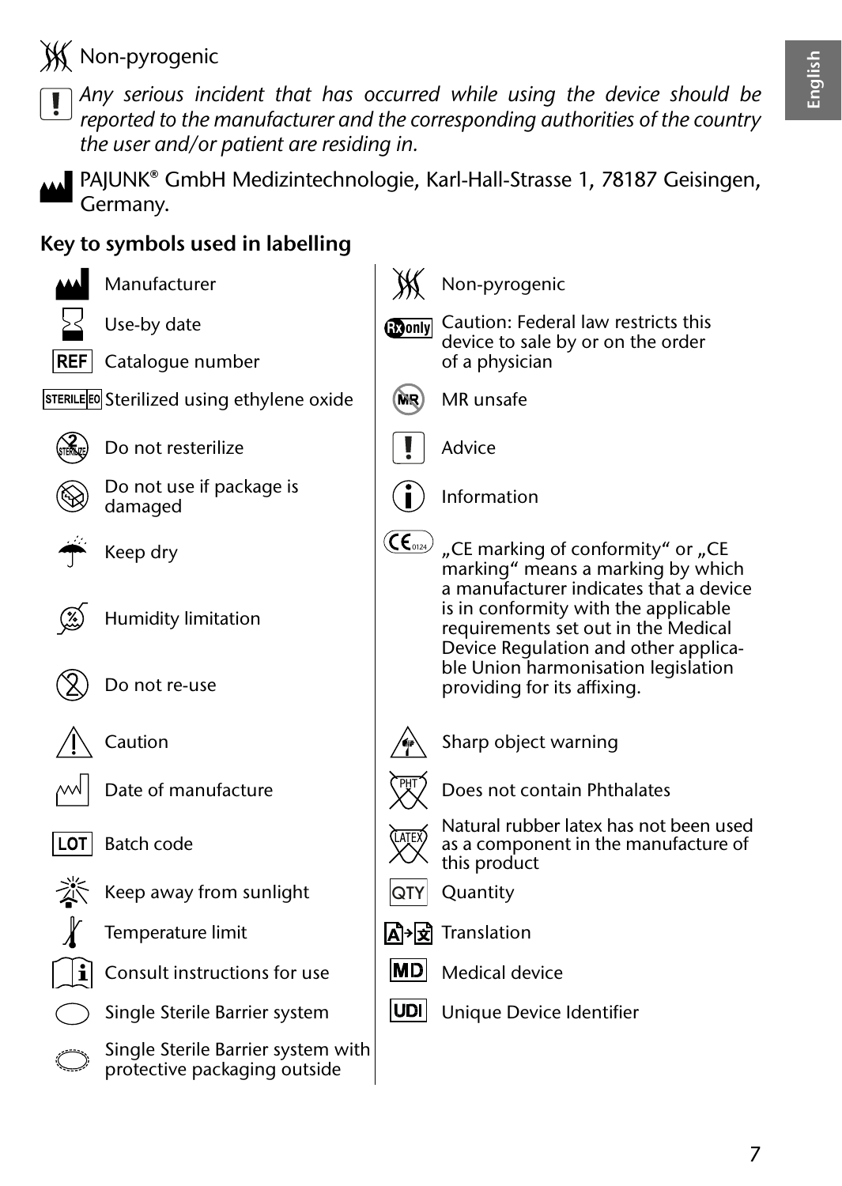Non-pyrogenic

*Any serious incident that has occurred while using the device should be reported to the manufacturer and the corresponding authorities of the country the user and/or patient are residing in.*

PAJUNK® GmbH Medizintechnologie, Karl-Hall-Strasse 1, 78187 Geisingen, Germany.

**Key to symbols used in labelling**

- Manufacturer
- Use-by date
- Catalogue number
- Sterilized using ethylene oxide
- Do not resterilize
- Do not use if package is damaged
- Keep dry
- Humidity limitation
- Do not re-use
- Caution
- Date of manufacture
- Batch code
- Keep away from sunlight
- Temperature limit
- Consult instructions for use
- Single Sterile Barrier system
- Single Sterile Barrier system with protective packaging outside
- Non-pyrogenic
- Caution: Federal law restricts this device to sale by or on the order of a physician
- MR unsafe
- Advice
- Information
- „CE marking of conformity“ or „CE marking“ means a marking by which a manufacturer indicates that a device is in conformity with the applicable requirements set out in the Medical Device Regulation and other applicable Union harmonisation legislation providing for its affixing.
- Sharp object warning
- Does not contain Phthalates
- Natural rubber latex has not been used as a component in the manufacture of this product
- Quantity
- Translation
- Medical device
- Unique Device Identifier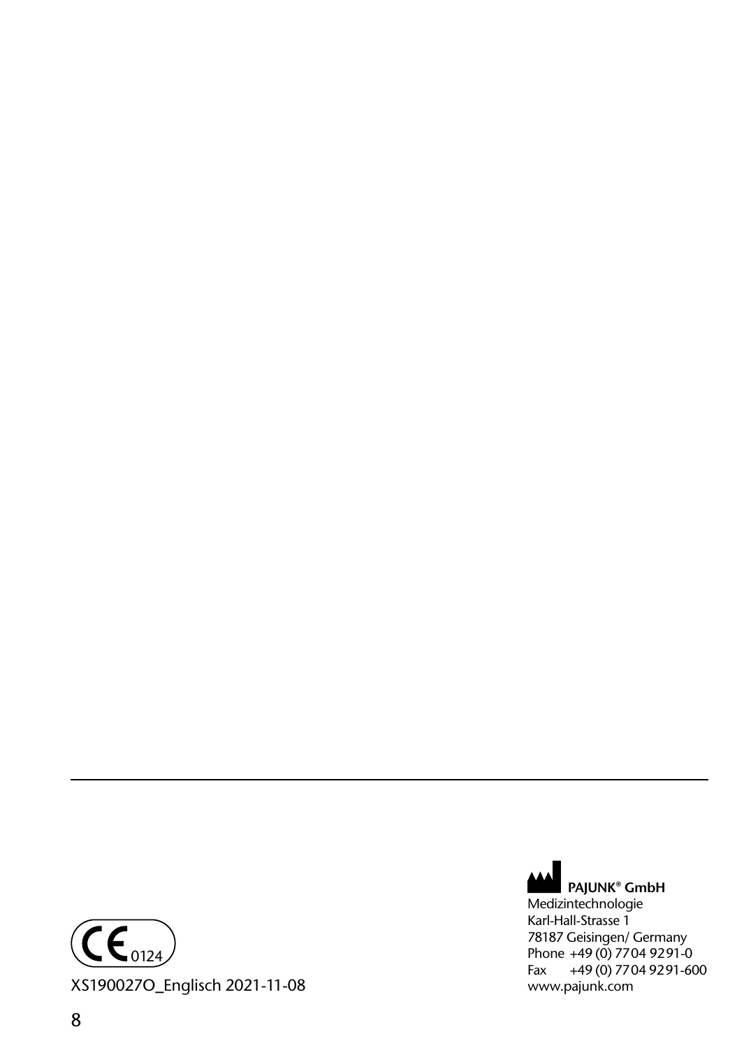CE 0124

XS190027O_Englisch 2021-11-08

**PAJUNK® GmbH**
Medizintechnologie
Karl-Hall-Strasse 1
78187 Geisingen/ Germany
Phone +49 (0) 7704 9291-0
Fax +49 (0) 7704 9291-600
www.pajunk.com